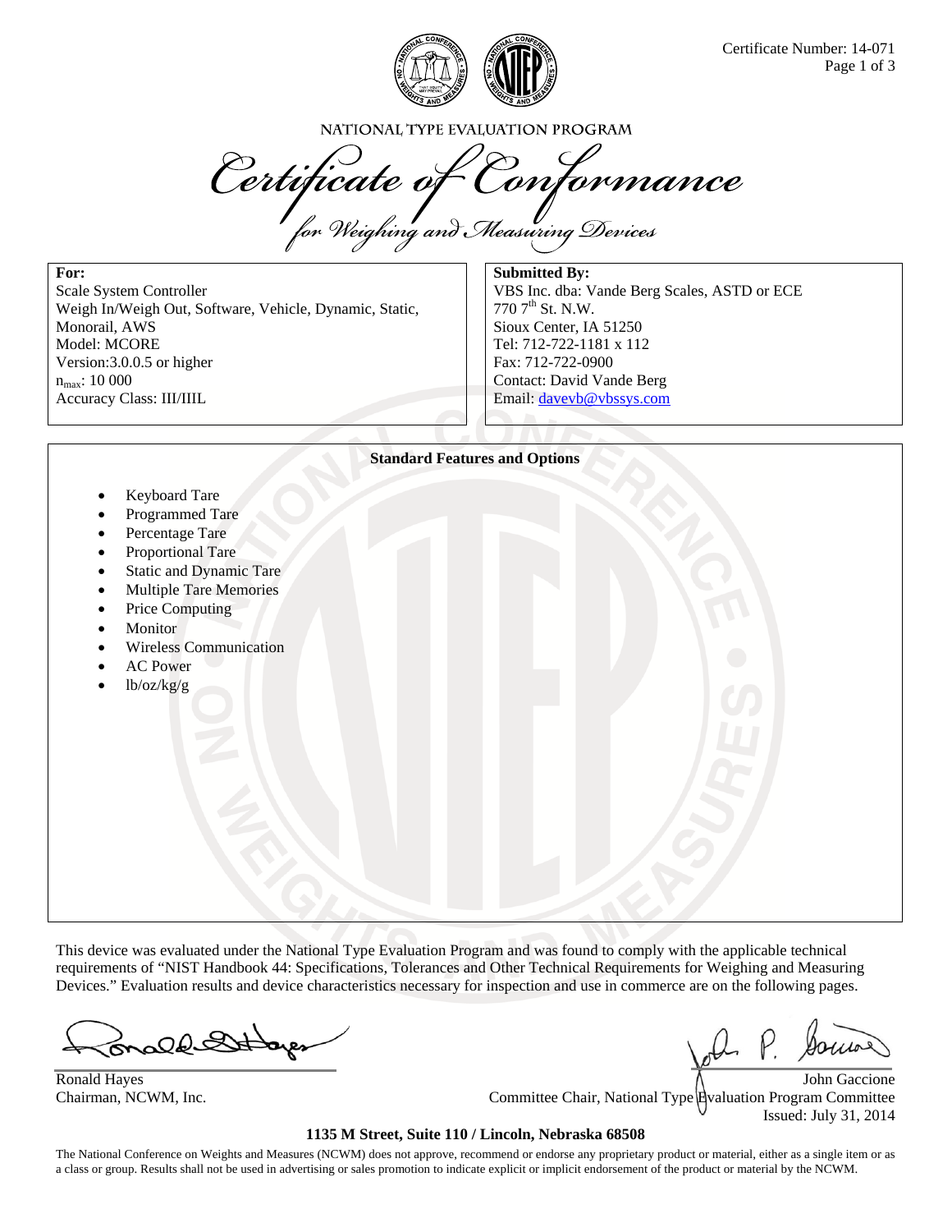Certificate Number: 14-071

NATIONAL TYPE EVALUATION PROGRAM

# *Certificate of Conformance*

*for Weighing and Measuring Devices*

**For:**
Scale System Controller
Weigh In/Weigh Out, Software, Vehicle, Dynamic, Static, Monorail, AWS
Model: MCORE
Version:3.0.0.5 or higher
$n_{max}$: 10 000
Accuracy Class: III/IIIL

**Submitted By:**
VBS Inc. dba: Vande Berg Scales, ASTD or ECE
770 7th St. N.W.
Sioux Center, IA 51250
Tel: 712-722-1181 x 112
Fax: 712-722-0900
Contact: David Vande Berg
Email: davevb@vbssys.com

**Standard Features and Options**

- Keyboard Tare
- Programmed Tare
- Percentage Tare
- Proportional Tare
- Static and Dynamic Tare
- Multiple Tare Memories
- Price Computing
- Monitor
- Wireless Communication
- AC Power
- lb/oz/kg/g

This device was evaluated under the National Type Evaluation Program and was found to comply with the applicable technical requirements of "NIST Handbook 44: Specifications, Tolerances and Other Technical Requirements for Weighing and Measuring Devices." Evaluation results and device characteristics necessary for inspection and use in commerce are on the following pages.

Ronald Hayes
Chairman, NCWM, Inc.

John Gaccione
Committee Chair, National Type Evaluation Program Committee
Issued: July 31, 2014

**1135 M Street, Suite 110 / Lincoln, Nebraska 68508**

The National Conference on Weights and Measures (NCWM) does not approve, recommend or endorse any proprietary product or material, either as a single item or as a class or group. Results shall not be used in advertising or sales promotion to indicate explicit or implicit endorsement of the product or material by the NCWM.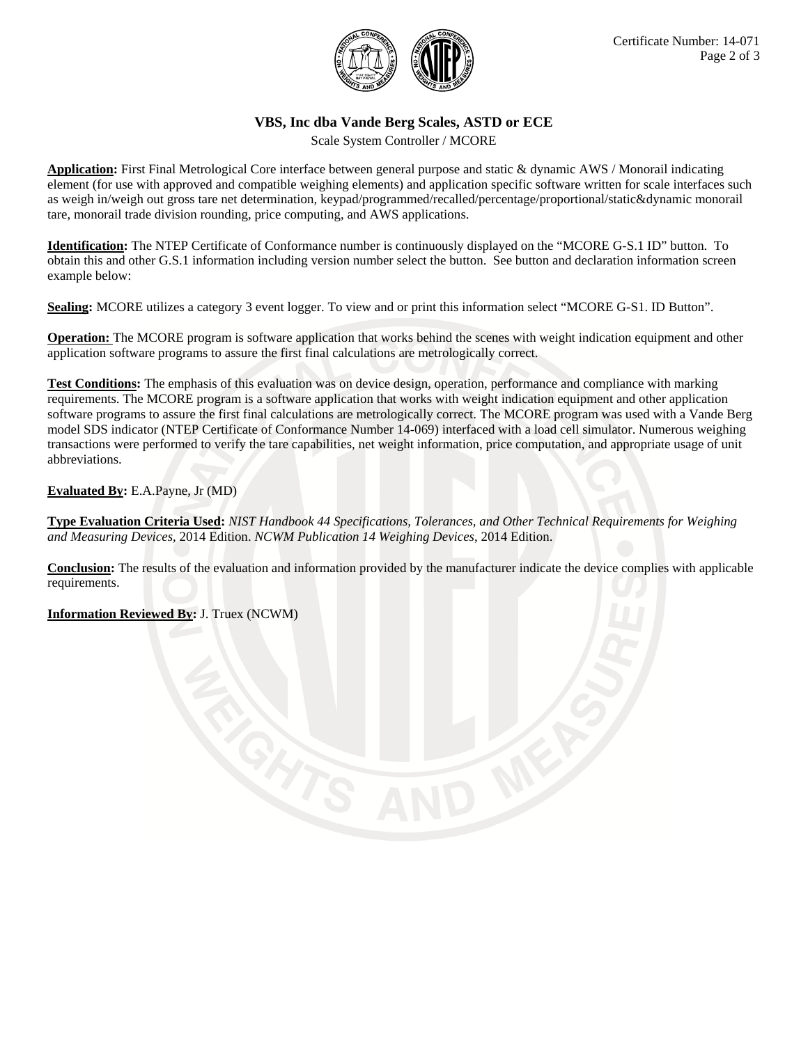## VBS, Inc dba Vande Berg Scales, ASTD or ECE

Scale System Controller / MCORE

**Application:** First Final Metrological Core interface between general purpose and static & dynamic AWS / Monorail indicating element (for use with approved and compatible weighing elements) and application specific software written for scale interfaces such as weigh in/weigh out gross tare net determination, keypad/programmed/recalled/percentage/proportional/static&dynamic monorail tare, monorail trade division rounding, price computing, and AWS applications.

**Identification:** The NTEP Certificate of Conformance number is continuously displayed on the "MCORE G-S.1 ID" button. To obtain this and other G.S.1 information including version number select the button. See button and declaration information screen example below:

**Sealing:** MCORE utilizes a category 3 event logger. To view and or print this information select "MCORE G-S1. ID Button".

**Operation:** The MCORE program is software application that works behind the scenes with weight indication equipment and other application software programs to assure the first final calculations are metrologically correct.

**Test Conditions:** The emphasis of this evaluation was on device design, operation, performance and compliance with marking requirements. The MCORE program is a software application that works with weight indication equipment and other application software programs to assure the first final calculations are metrologically correct. The MCORE program was used with a Vande Berg model SDS indicator (NTEP Certificate of Conformance Number 14-069) interfaced with a load cell simulator. Numerous weighing transactions were performed to verify the tare capabilities, net weight information, price computation, and appropriate usage of unit abbreviations.

**Evaluated By:** E.A.Payne, Jr (MD)

**Type Evaluation Criteria Used:** *NIST Handbook 44 Specifications, Tolerances, and Other Technical Requirements for Weighing and Measuring Devices*, 2014 Edition. *NCWM Publication 14 Weighing Devices*, 2014 Edition.

**Conclusion:** The results of the evaluation and information provided by the manufacturer indicate the device complies with applicable requirements.

**Information Reviewed By:** J. Truex (NCWM)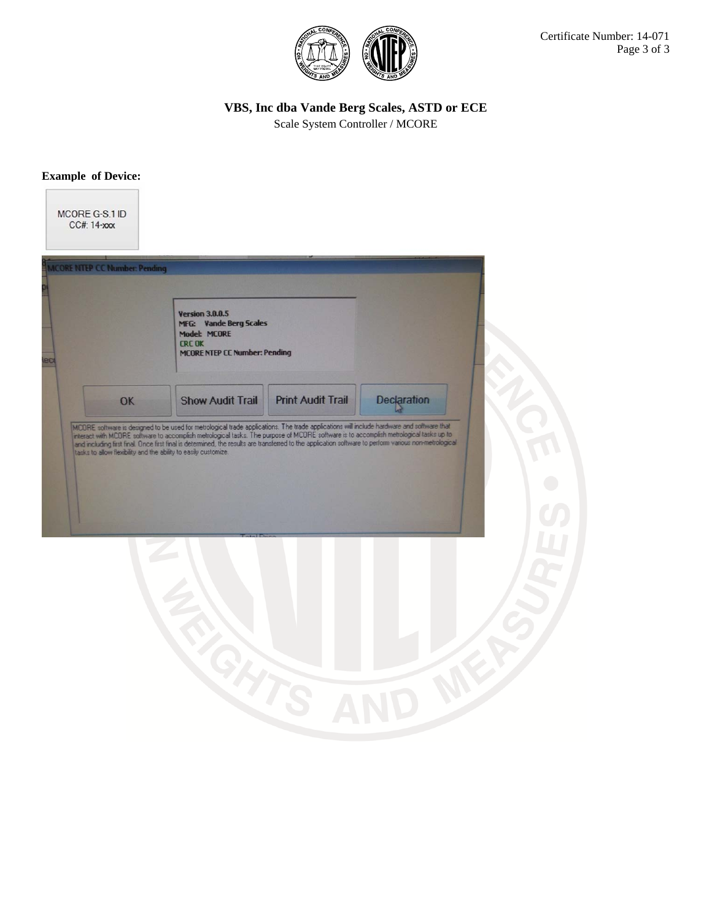**VBS, Inc dba Vande Berg Scales, ASTD or ECE**

Scale System Controller / MCORE

**Example of Device:**

MCORE G-S.1 ID
CC#: 14-xxx

MCORE NTEP CC Number: Pending

Version 3.0.0.5
MFG: Vande Berg Scales
Model: MCORE
CRC OK
MCORE NTEP CC Number: Pending

OK | Show Audit Trail | Print Audit Trail | Declaration

MCORE software is designed to be used for metrological trade applications. The trade applications will include hardware and software that interact with MCORE software to accomplish metrological tasks. The purpose of MCORE software is to accomplish metrological tasks up to and including first final. Once first final is determined, the results are transferred to the application software to perform various non-metrological tasks to allow flexibility and the ability to easily customize.